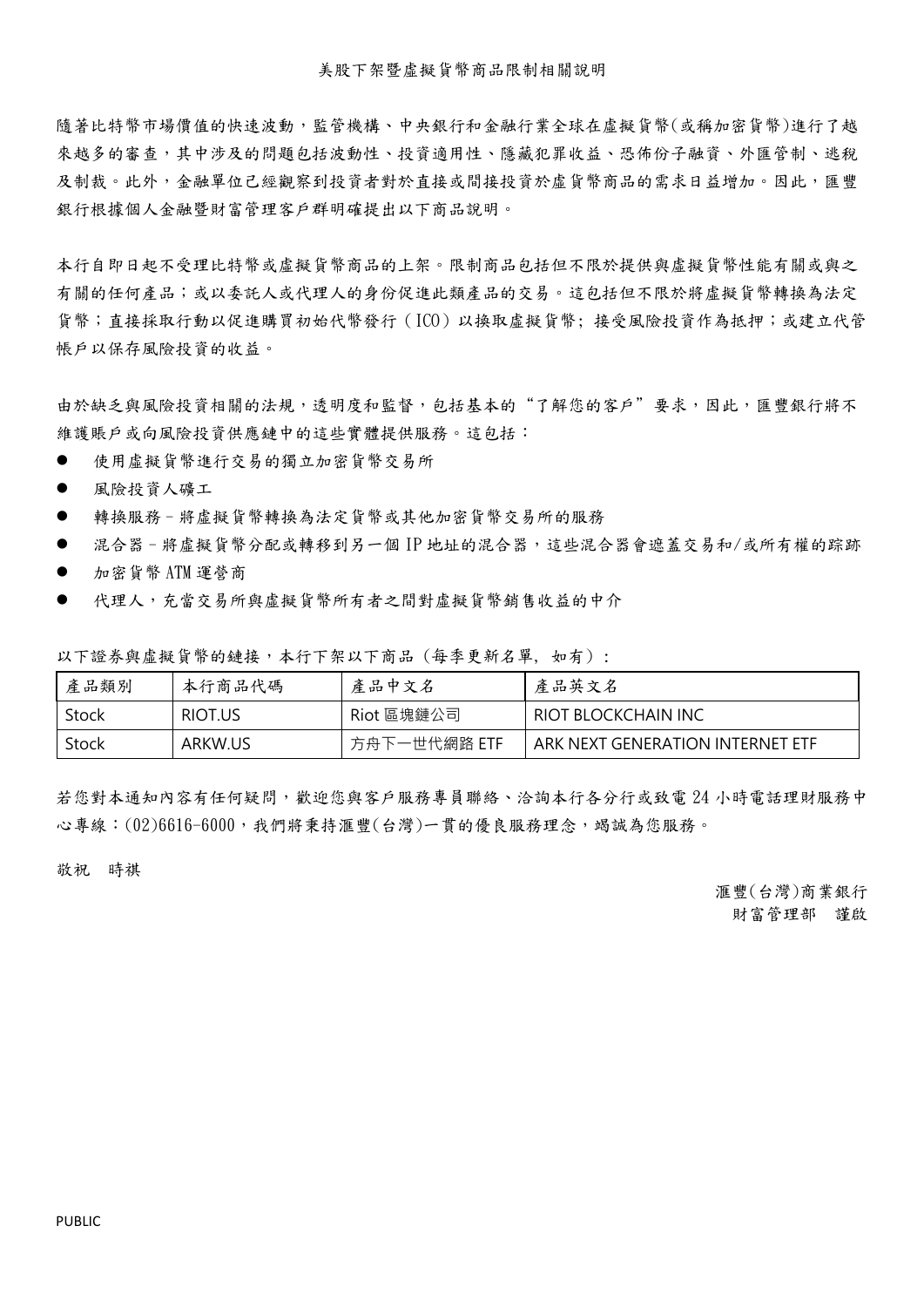# 美股下架暨虛擬貨幣商品限制相關說明

隨著比特幣市場價值的快速波動，監管機構、中央銀行和金融行業全球在虛擬貨幣(或稱加密貨幣)進行了越來越多的審查，其中涉及的問題包括波動性、投資適用性、隱藏犯罪收益、恐佈份子融資、外匯管制、逃稅及制裁。此外，金融單位已經觀察到投資者對於直接或間接投資於虛貨幣商品的需求日益增加。因此，匯豐銀行根據個人金融暨財富管理客戶群明確提出以下商品說明。

本行自即日起不受理比特幣或虛擬貨幣商品的上架。限制商品包括但不限於提供與虛擬貨幣性能有關或與之有關的任何產品；或以委託人或代理人的身份促進此類產品的交易。這包括但不限於將虛擬貨幣轉換為法定貨幣；直接採取行動以促進購買初始代幣發行（ICO）以換取虛擬貨幣; 接受風險投資作為抵押；或建立代管帳戶以保存風險投資的收益。

由於缺乏與風險投資相關的法規，透明度和監督，包括基本的“了解您的客戶”要求，因此，匯豐銀行將不維護賬戶或向風險投資供應鏈中的這些實體提供服務。這包括：

- 使用虛擬貨幣進行交易的獨立加密貨幣交易所
- 風險投資人礦工
- 轉換服務－將虛擬貨幣轉換為法定貨幣或其他加密貨幣交易所的服務
- 混合器－將虛擬貨幣分配或轉移到另一個 IP 地址的混合器，這些混合器會遮蓋交易和/或所有權的踪跡
- 加密貨幣 ATM 運營商
- 代理人，充當交易所與虛擬貨幣所有者之間對虛擬貨幣銷售收益的中介

以下證券與虛擬貨幣的鏈接，本行下架以下商品（每季更新名單, 如有）：

| 產品類別 | 本行商品代碼 | 產品中文名 | 產品英文名 |
| --- | --- | --- | --- |
| Stock | RIOT.US | Riot 區塊鏈公司 | RIOT BLOCKCHAIN INC |
| Stock | ARKW.US | 方舟下一世代網路 ETF | ARK NEXT GENERATION INTERNET ETF |

若您對本通知內容有任何疑問，歡迎您與客戶服務專員聯絡、洽詢本行各分行或致電 24 小時電話理財服務中心專線：(02)6616-6000，我們將秉持滙豐(台灣)一貫的優良服務理念，竭誠為您服務。

敬祝　時祺

滙豐(台灣)商業銀行
財富管理部　謹啟

PUBLIC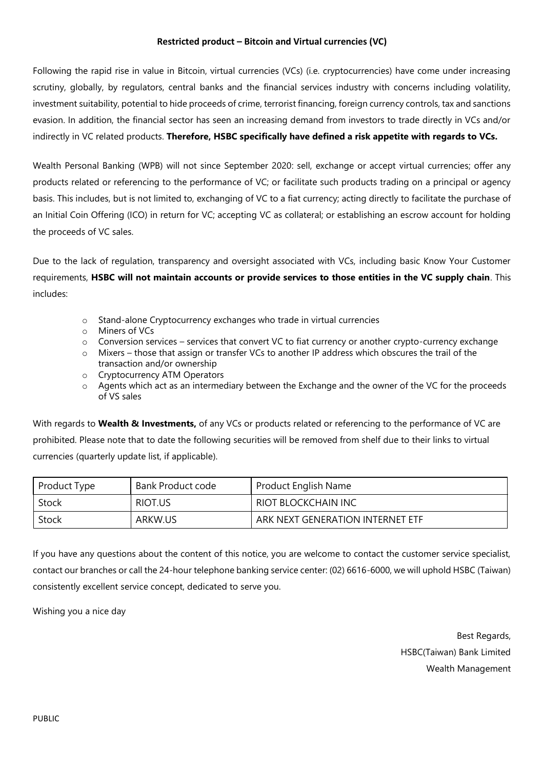**Restricted product – Bitcoin and Virtual currencies (VC)**

Following the rapid rise in value in Bitcoin, virtual currencies (VCs) (i.e. cryptocurrencies) have come under increasing scrutiny, globally, by regulators, central banks and the financial services industry with concerns including volatility, investment suitability, potential to hide proceeds of crime, terrorist financing, foreign currency controls, tax and sanctions evasion. In addition, the financial sector has seen an increasing demand from investors to trade directly in VCs and/or indirectly in VC related products. **Therefore, HSBC specifically have defined a risk appetite with regards to VCs.**

Wealth Personal Banking (WPB) will not since September 2020: sell, exchange or accept virtual currencies; offer any products related or referencing to the performance of VC; or facilitate such products trading on a principal or agency basis. This includes, but is not limited to, exchanging of VC to a fiat currency; acting directly to facilitate the purchase of an Initial Coin Offering (ICO) in return for VC; accepting VC as collateral; or establishing an escrow account for holding the proceeds of VC sales.

Due to the lack of regulation, transparency and oversight associated with VCs, including basic Know Your Customer requirements, **HSBC will not maintain accounts or provide services to those entities in the VC supply chain**. This includes:

- Stand-alone Cryptocurrency exchanges who trade in virtual currencies
- Miners of VCs
- Conversion services – services that convert VC to fiat currency or another crypto-currency exchange
- Mixers – those that assign or transfer VCs to another IP address which obscures the trail of the transaction and/or ownership
- Cryptocurrency ATM Operators
- Agents which act as an intermediary between the Exchange and the owner of the VC for the proceeds of VS sales

With regards to **Wealth & Investments,** of any VCs or products related or referencing to the performance of VC are prohibited. Please note that to date the following securities will be removed from shelf due to their links to virtual currencies (quarterly update list, if applicable).

| Product Type | Bank Product code | Product English Name |
|---|---|---|
| Stock | RIOT.US | RIOT BLOCKCHAIN INC |
| Stock | ARKW.US | ARK NEXT GENERATION INTERNET ETF |

If you have any questions about the content of this notice, you are welcome to contact the customer service specialist, contact our branches or call the 24-hour telephone banking service center: (02) 6616-6000, we will uphold HSBC (Taiwan) consistently excellent service concept, dedicated to serve you.

Wishing you a nice day

Best Regards,
HSBC(Taiwan) Bank Limited
Wealth Management

PUBLIC